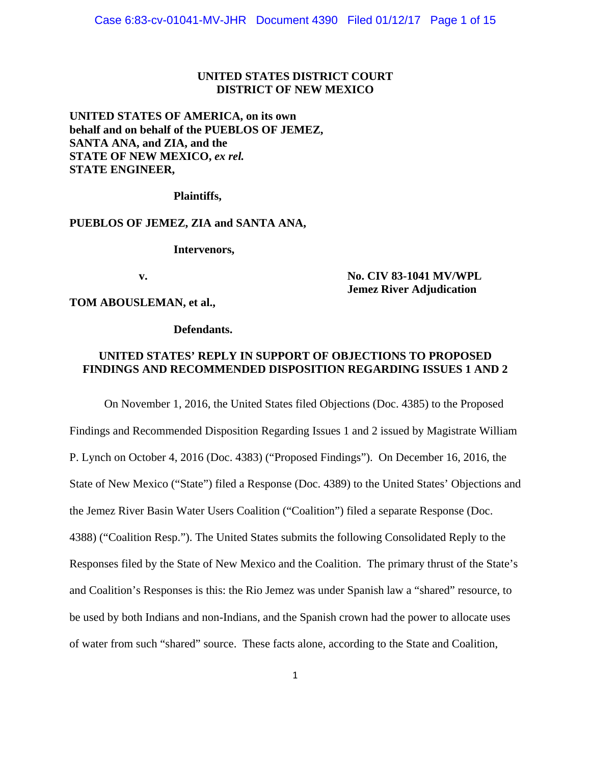**UNITED STATES DISTRICT COURT**
**DISTRICT OF NEW MEXICO**

**UNITED STATES OF AMERICA, on its own behalf and on behalf of the PUEBLOS OF JEMEZ, SANTA ANA, and ZIA, and the STATE OF NEW MEXICO, *ex rel.* STATE ENGINEER,**

**Plaintiffs,**

**PUEBLOS OF JEMEZ, ZIA and SANTA ANA,**

**Intervenors,**

**v.**

**No. CIV 83-1041 MV/WPL**
**Jemez River Adjudication**

**TOM ABOUSLEMAN, et al.,**

**Defendants.**

**UNITED STATES' REPLY IN SUPPORT OF OBJECTIONS TO PROPOSED FINDINGS AND RECOMMENDED DISPOSITION REGARDING ISSUES 1 AND 2**

On November 1, 2016, the United States filed Objections (Doc. 4385) to the Proposed Findings and Recommended Disposition Regarding Issues 1 and 2 issued by Magistrate William P. Lynch on October 4, 2016 (Doc. 4383) ("Proposed Findings"). On December 16, 2016, the State of New Mexico ("State") filed a Response (Doc. 4389) to the United States' Objections and the Jemez River Basin Water Users Coalition ("Coalition") filed a separate Response (Doc. 4388) ("Coalition Resp."). The United States submits the following Consolidated Reply to the Responses filed by the State of New Mexico and the Coalition. The primary thrust of the State's and Coalition's Responses is this: the Rio Jemez was under Spanish law a "shared" resource, to be used by both Indians and non-Indians, and the Spanish crown had the power to allocate uses of water from such "shared" source. These facts alone, according to the State and Coalition,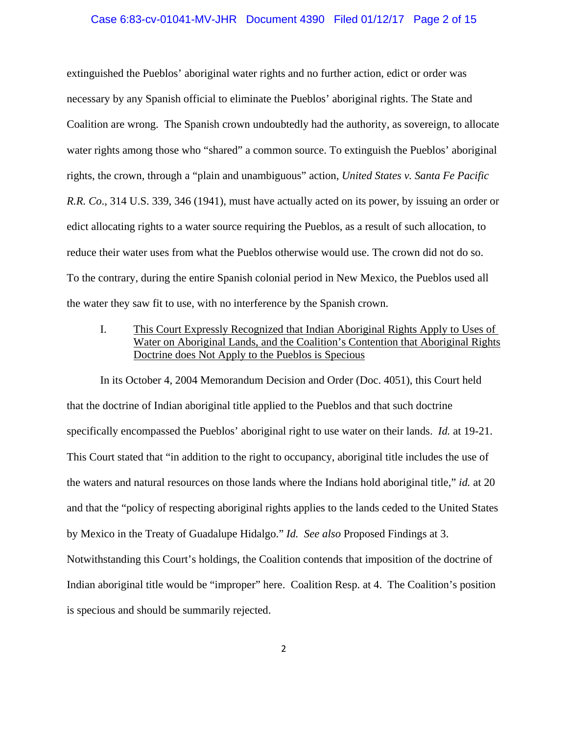extinguished the Pueblos' aboriginal water rights and no further action, edict or order was necessary by any Spanish official to eliminate the Pueblos' aboriginal rights. The State and Coalition are wrong. The Spanish crown undoubtedly had the authority, as sovereign, to allocate water rights among those who "shared" a common source. To extinguish the Pueblos' aboriginal rights, the crown, through a "plain and unambiguous" action, *United States v. Santa Fe Pacific R.R. Co.*, 314 U.S. 339, 346 (1941), must have actually acted on its power, by issuing an order or edict allocating rights to a water source requiring the Pueblos, as a result of such allocation, to reduce their water uses from what the Pueblos otherwise would use. The crown did not do so. To the contrary, during the entire Spanish colonial period in New Mexico, the Pueblos used all the water they saw fit to use, with no interference by the Spanish crown.

## I. <u>This Court Expressly Recognized that Indian Aboriginal Rights Apply to Uses of Water on Aboriginal Lands, and the Coalition's Contention that Aboriginal Rights Doctrine does Not Apply to the Pueblos is Specious</u>

In its October 4, 2004 Memorandum Decision and Order (Doc. 4051), this Court held that the doctrine of Indian aboriginal title applied to the Pueblos and that such doctrine specifically encompassed the Pueblos' aboriginal right to use water on their lands. *Id.* at 19-21. This Court stated that "in addition to the right to occupancy, aboriginal title includes the use of the waters and natural resources on those lands where the Indians hold aboriginal title," *id.* at 20 and that the "policy of respecting aboriginal rights applies to the lands ceded to the United States by Mexico in the Treaty of Guadalupe Hidalgo." *Id. See also* Proposed Findings at 3. Notwithstanding this Court's holdings, the Coalition contends that imposition of the doctrine of Indian aboriginal title would be "improper" here. Coalition Resp. at 4. The Coalition's position is specious and should be summarily rejected.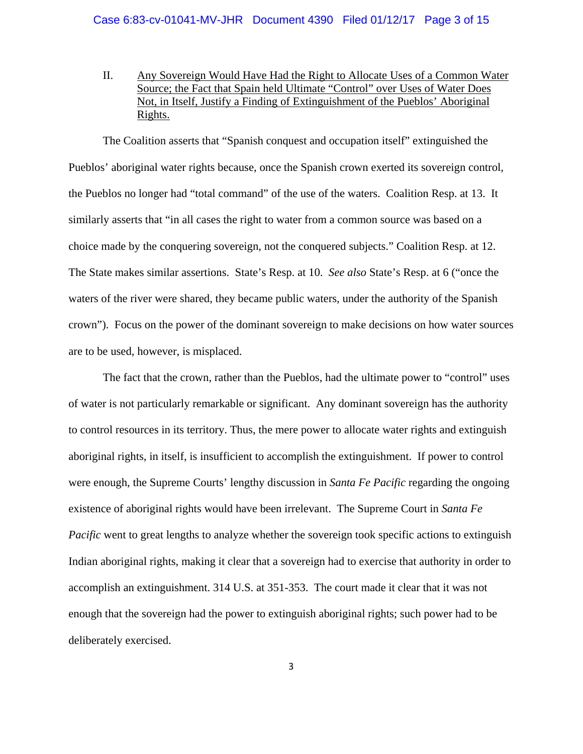II. <u>Any Sovereign Would Have Had the Right to Allocate Uses of a Common Water Source; the Fact that Spain held Ultimate "Control" over Uses of Water Does Not, in Itself, Justify a Finding of Extinguishment of the Pueblos' Aboriginal Rights.</u>

The Coalition asserts that "Spanish conquest and occupation itself" extinguished the Pueblos' aboriginal water rights because, once the Spanish crown exerted its sovereign control, the Pueblos no longer had "total command" of the use of the waters. Coalition Resp. at 13. It similarly asserts that "in all cases the right to water from a common source was based on a choice made by the conquering sovereign, not the conquered subjects." Coalition Resp. at 12. The State makes similar assertions. State's Resp. at 10. *See also* State's Resp. at 6 ("once the waters of the river were shared, they became public waters, under the authority of the Spanish crown"). Focus on the power of the dominant sovereign to make decisions on how water sources are to be used, however, is misplaced.

The fact that the crown, rather than the Pueblos, had the ultimate power to "control" uses of water is not particularly remarkable or significant. Any dominant sovereign has the authority to control resources in its territory. Thus, the mere power to allocate water rights and extinguish aboriginal rights, in itself, is insufficient to accomplish the extinguishment. If power to control were enough, the Supreme Courts' lengthy discussion in *Santa Fe Pacific* regarding the ongoing existence of aboriginal rights would have been irrelevant. The Supreme Court in *Santa Fe Pacific* went to great lengths to analyze whether the sovereign took specific actions to extinguish Indian aboriginal rights, making it clear that a sovereign had to exercise that authority in order to accomplish an extinguishment. 314 U.S. at 351-353. The court made it clear that it was not enough that the sovereign had the power to extinguish aboriginal rights; such power had to be deliberately exercised.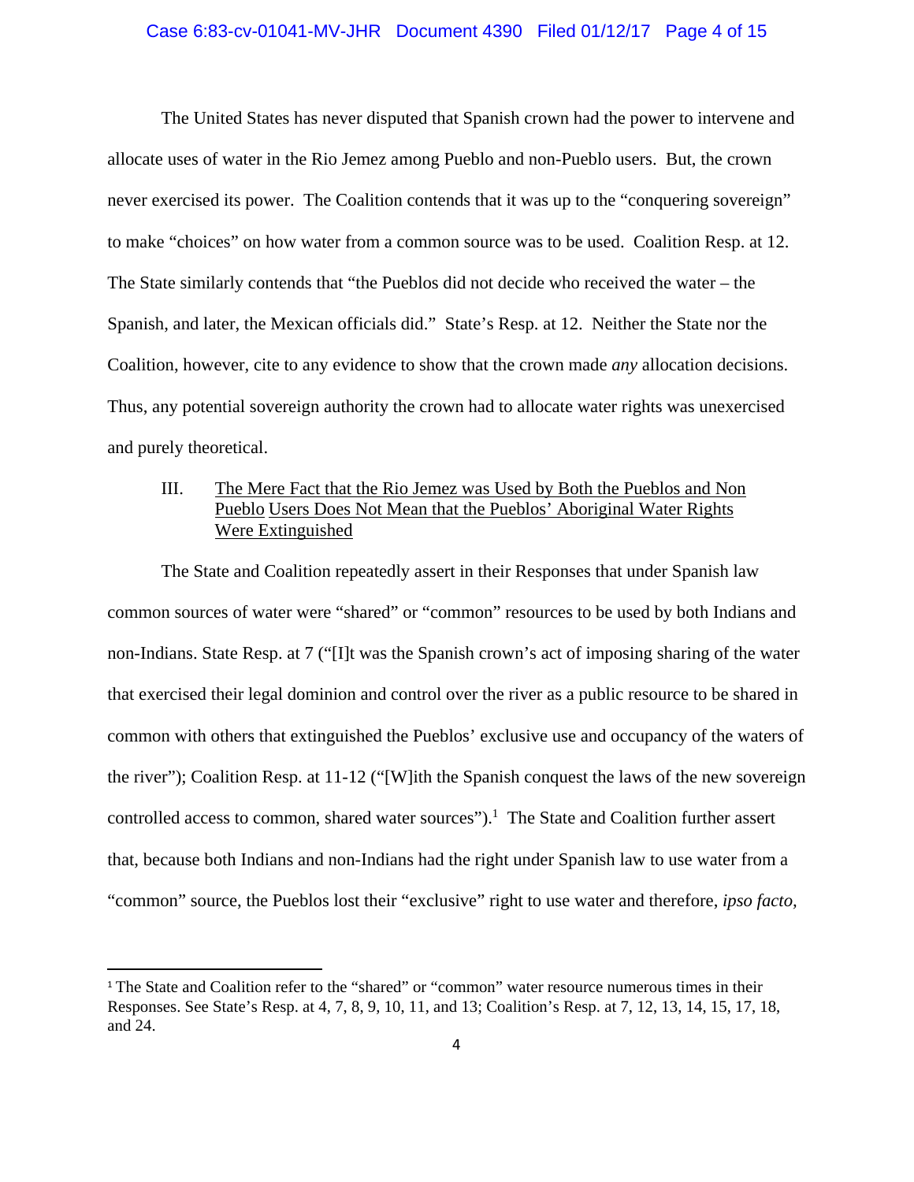The United States has never disputed that Spanish crown had the power to intervene and allocate uses of water in the Rio Jemez among Pueblo and non-Pueblo users. But, the crown never exercised its power. The Coalition contends that it was up to the "conquering sovereign" to make "choices" on how water from a common source was to be used. Coalition Resp. at 12. The State similarly contends that "the Pueblos did not decide who received the water – the Spanish, and later, the Mexican officials did." State's Resp. at 12. Neither the State nor the Coalition, however, cite to any evidence to show that the crown made *any* allocation decisions. Thus, any potential sovereign authority the crown had to allocate water rights was unexercised and purely theoretical.

### III. The Mere Fact that the Rio Jemez was Used by Both the Pueblos and Non Pueblo Users Does Not Mean that the Pueblos' Aboriginal Water Rights Were Extinguished

The State and Coalition repeatedly assert in their Responses that under Spanish law common sources of water were "shared" or "common" resources to be used by both Indians and non-Indians. State Resp. at 7 ("[I]t was the Spanish crown's act of imposing sharing of the water that exercised their legal dominion and control over the river as a public resource to be shared in common with others that extinguished the Pueblos' exclusive use and occupancy of the waters of the river"); Coalition Resp. at 11-12 ("[W]ith the Spanish conquest the laws of the new sovereign controlled access to common, shared water sources").[1] The State and Coalition further assert that, because both Indians and non-Indians had the right under Spanish law to use water from a "common" source, the Pueblos lost their "exclusive" right to use water and therefore, *ipso facto*,

[1] The State and Coalition refer to the "shared" or "common" water resource numerous times in their Responses. See State's Resp. at 4, 7, 8, 9, 10, 11, and 13; Coalition's Resp. at 7, 12, 13, 14, 15, 17, 18, and 24.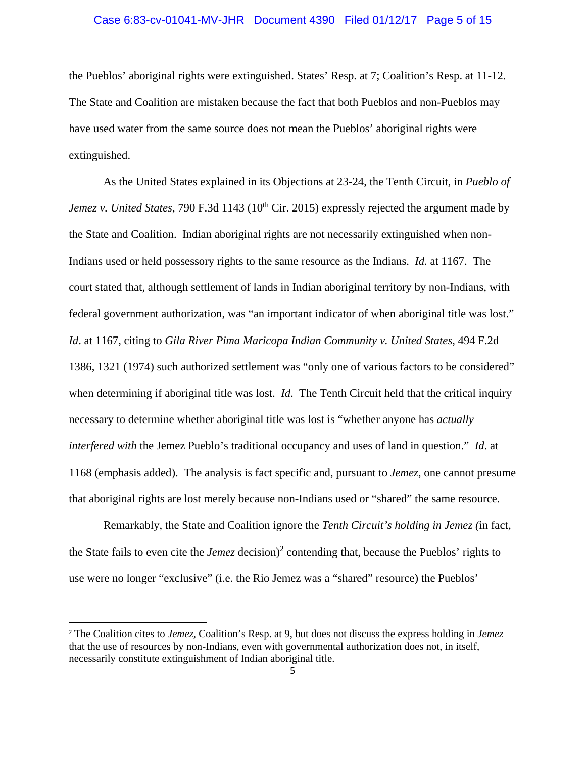the Pueblos' aboriginal rights were extinguished. States' Resp. at 7; Coalition's Resp. at 11-12. The State and Coalition are mistaken because the fact that both Pueblos and non-Pueblos may have used water from the same source does not mean the Pueblos' aboriginal rights were extinguished.

As the United States explained in its Objections at 23-24, the Tenth Circuit, in *Pueblo of Jemez v. United States*, 790 F.3d 1143 (10th Cir. 2015) expressly rejected the argument made by the State and Coalition. Indian aboriginal rights are not necessarily extinguished when non-Indians used or held possessory rights to the same resource as the Indians. *Id.* at 1167. The court stated that, although settlement of lands in Indian aboriginal territory by non-Indians, with federal government authorization, was "an important indicator of when aboriginal title was lost." *Id*. at 1167, citing to *Gila River Pima Maricopa Indian Community v. United States*, 494 F.2d 1386, 1321 (1974) such authorized settlement was "only one of various factors to be considered" when determining if aboriginal title was lost. *Id.* The Tenth Circuit held that the critical inquiry necessary to determine whether aboriginal title was lost is "whether anyone has *actually interfered with* the Jemez Pueblo's traditional occupancy and uses of land in question." *Id*. at 1168 (emphasis added). The analysis is fact specific and, pursuant to *Jemez*, one cannot presume that aboriginal rights are lost merely because non-Indians used or "shared" the same resource.

Remarkably, the State and Coalition ignore the *Tenth Circuit's holding in Jemez (*in fact, the State fails to even cite the *Jemez* decision)[2] contending that, because the Pueblos' rights to use were no longer "exclusive" (i.e. the Rio Jemez was a "shared" resource) the Pueblos'

[2] The Coalition cites to *Jemez,* Coalition's Resp. at 9, but does not discuss the express holding in *Jemez* that the use of resources by non-Indians, even with governmental authorization does not, in itself, necessarily constitute extinguishment of Indian aboriginal title.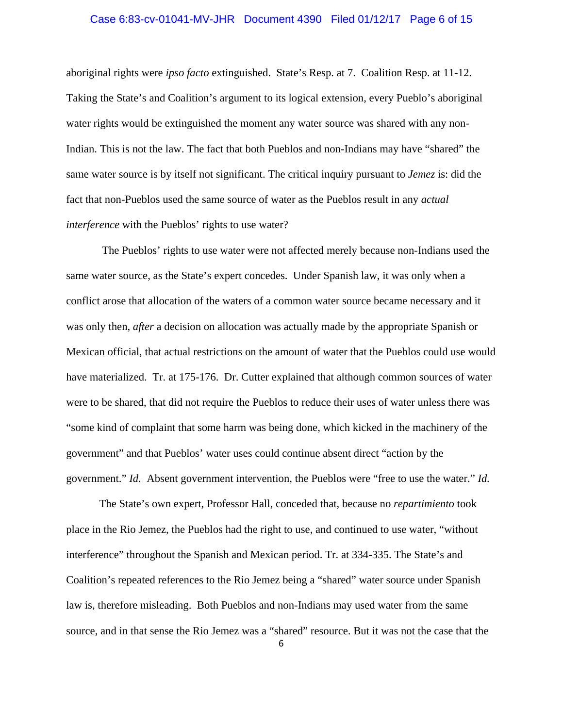aboriginal rights were *ipso facto* extinguished. State's Resp. at 7. Coalition Resp. at 11-12. Taking the State's and Coalition's argument to its logical extension, every Pueblo's aboriginal water rights would be extinguished the moment any water source was shared with any non-Indian. This is not the law. The fact that both Pueblos and non-Indians may have "shared" the same water source is by itself not significant. The critical inquiry pursuant to *Jemez* is: did the fact that non-Pueblos used the same source of water as the Pueblos result in any *actual interference* with the Pueblos' rights to use water?

The Pueblos' rights to use water were not affected merely because non-Indians used the same water source, as the State's expert concedes. Under Spanish law, it was only when a conflict arose that allocation of the waters of a common water source became necessary and it was only then, *after* a decision on allocation was actually made by the appropriate Spanish or Mexican official, that actual restrictions on the amount of water that the Pueblos could use would have materialized. Tr. at 175-176. Dr. Cutter explained that although common sources of water were to be shared, that did not require the Pueblos to reduce their uses of water unless there was "some kind of complaint that some harm was being done, which kicked in the machinery of the government" and that Pueblos' water uses could continue absent direct "action by the government." *Id.* Absent government intervention, the Pueblos were "free to use the water." *Id.*

The State's own expert, Professor Hall, conceded that, because no *repartimiento* took place in the Rio Jemez, the Pueblos had the right to use, and continued to use water, "without interference" throughout the Spanish and Mexican period. Tr. at 334-335. The State's and Coalition's repeated references to the Rio Jemez being a "shared" water source under Spanish law is, therefore misleading. Both Pueblos and non-Indians may used water from the same source, and in that sense the Rio Jemez was a "shared" resource. But it was <u>not</u> the case that the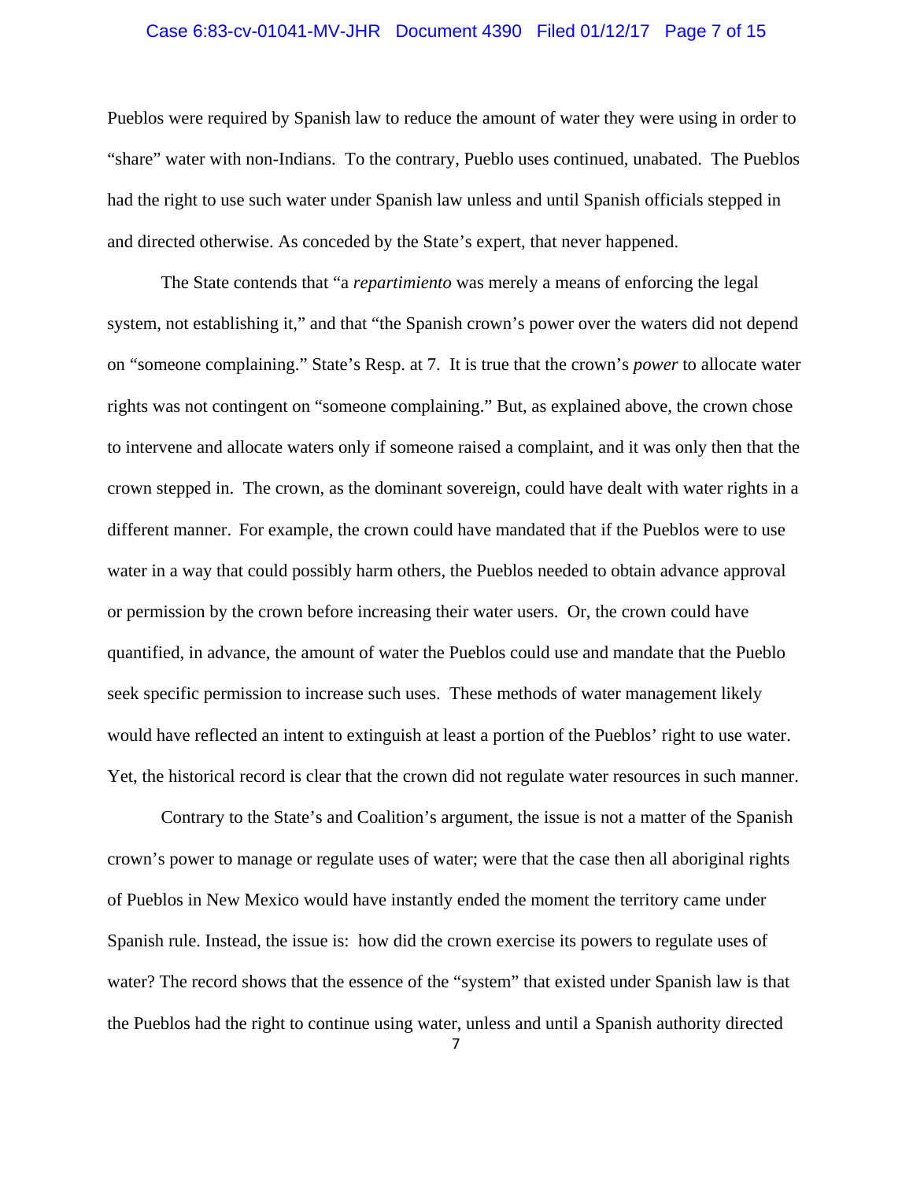Pueblos were required by Spanish law to reduce the amount of water they were using in order to "share" water with non-Indians. To the contrary, Pueblo uses continued, unabated. The Pueblos had the right to use such water under Spanish law unless and until Spanish officials stepped in and directed otherwise. As conceded by the State's expert, that never happened.

The State contends that "a *repartimiento* was merely a means of enforcing the legal system, not establishing it," and that "the Spanish crown's power over the waters did not depend on "someone complaining." State's Resp. at 7. It is true that the crown's *power* to allocate water rights was not contingent on "someone complaining." But, as explained above, the crown chose to intervene and allocate waters only if someone raised a complaint, and it was only then that the crown stepped in. The crown, as the dominant sovereign, could have dealt with water rights in a different manner. For example, the crown could have mandated that if the Pueblos were to use water in a way that could possibly harm others, the Pueblos needed to obtain advance approval or permission by the crown before increasing their water users. Or, the crown could have quantified, in advance, the amount of water the Pueblos could use and mandate that the Pueblo seek specific permission to increase such uses. These methods of water management likely would have reflected an intent to extinguish at least a portion of the Pueblos' right to use water. Yet, the historical record is clear that the crown did not regulate water resources in such manner.

Contrary to the State's and Coalition's argument, the issue is not a matter of the Spanish crown's power to manage or regulate uses of water; were that the case then all aboriginal rights of Pueblos in New Mexico would have instantly ended the moment the territory came under Spanish rule. Instead, the issue is: how did the crown exercise its powers to regulate uses of water? The record shows that the essence of the "system" that existed under Spanish law is that the Pueblos had the right to continue using water, unless and until a Spanish authority directed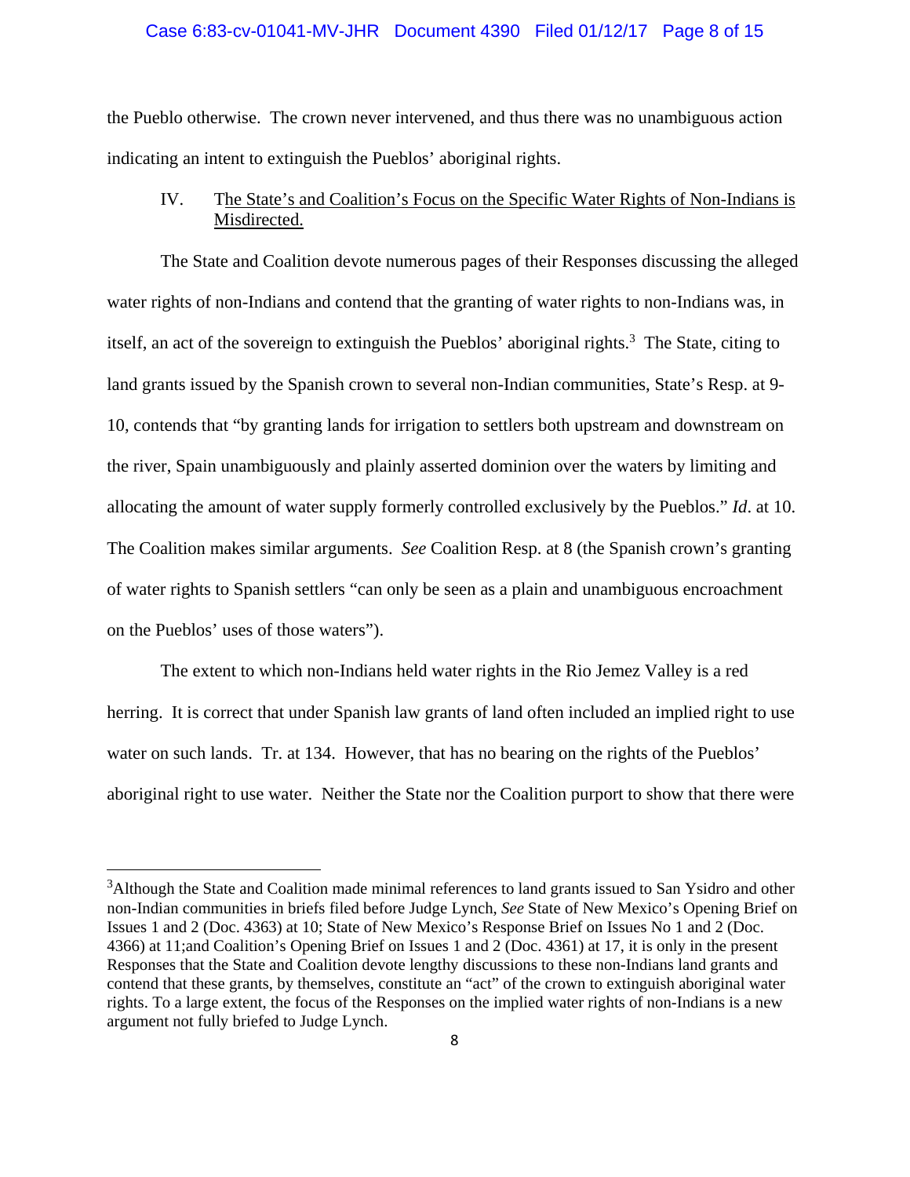the Pueblo otherwise. The crown never intervened, and thus there was no unambiguous action indicating an intent to extinguish the Pueblos' aboriginal rights.

## IV. The State's and Coalition's Focus on the Specific Water Rights of Non-Indians is Misdirected.

The State and Coalition devote numerous pages of their Responses discussing the alleged water rights of non-Indians and contend that the granting of water rights to non-Indians was, in itself, an act of the sovereign to extinguish the Pueblos' aboriginal rights.[3] The State, citing to land grants issued by the Spanish crown to several non-Indian communities, State's Resp. at 9-10, contends that "by granting lands for irrigation to settlers both upstream and downstream on the river, Spain unambiguously and plainly asserted dominion over the waters by limiting and allocating the amount of water supply formerly controlled exclusively by the Pueblos." *Id*. at 10. The Coalition makes similar arguments. *See* Coalition Resp. at 8 (the Spanish crown's granting of water rights to Spanish settlers "can only be seen as a plain and unambiguous encroachment on the Pueblos' uses of those waters").

The extent to which non-Indians held water rights in the Rio Jemez Valley is a red herring. It is correct that under Spanish law grants of land often included an implied right to use water on such lands. Tr. at 134. However, that has no bearing on the rights of the Pueblos' aboriginal right to use water. Neither the State nor the Coalition purport to show that there were

---

[3]Although the State and Coalition made minimal references to land grants issued to San Ysidro and other non-Indian communities in briefs filed before Judge Lynch, *See* State of New Mexico's Opening Brief on Issues 1 and 2 (Doc. 4363) at 10; State of New Mexico's Response Brief on Issues No 1 and 2 (Doc. 4366) at 11;and Coalition's Opening Brief on Issues 1 and 2 (Doc. 4361) at 17, it is only in the present Responses that the State and Coalition devote lengthy discussions to these non-Indians land grants and contend that these grants, by themselves, constitute an "act" of the crown to extinguish aboriginal water rights. To a large extent, the focus of the Responses on the implied water rights of non-Indians is a new argument not fully briefed to Judge Lynch.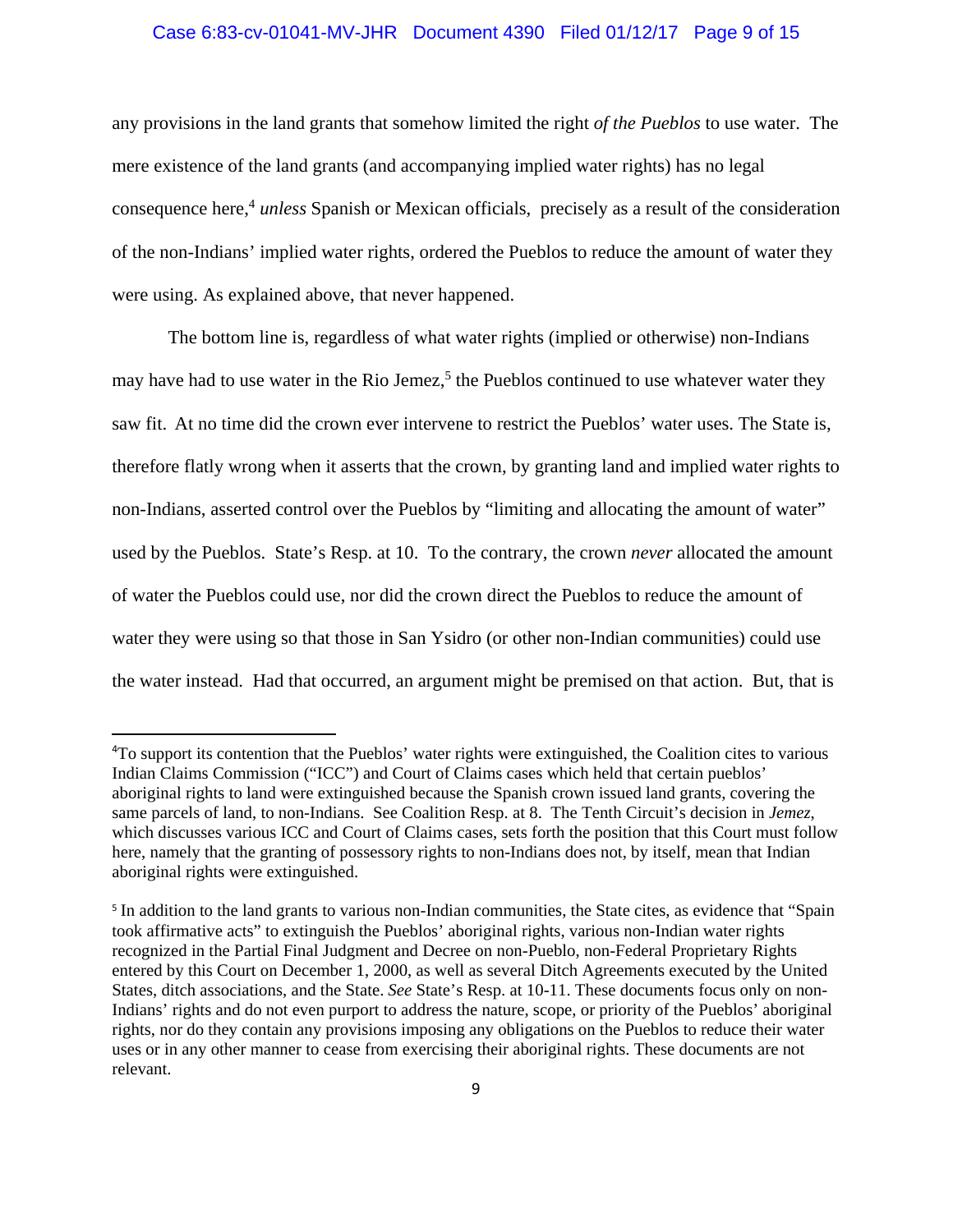any provisions in the land grants that somehow limited the right *of the Pueblos* to use water. The mere existence of the land grants (and accompanying implied water rights) has no legal consequence here,[4] *unless* Spanish or Mexican officials, precisely as a result of the consideration of the non-Indians' implied water rights, ordered the Pueblos to reduce the amount of water they were using. As explained above, that never happened.

The bottom line is, regardless of what water rights (implied or otherwise) non-Indians may have had to use water in the Rio Jemez,[5] the Pueblos continued to use whatever water they saw fit. At no time did the crown ever intervene to restrict the Pueblos' water uses. The State is, therefore flatly wrong when it asserts that the crown, by granting land and implied water rights to non-Indians, asserted control over the Pueblos by "limiting and allocating the amount of water" used by the Pueblos. State's Resp. at 10. To the contrary, the crown *never* allocated the amount of water the Pueblos could use, nor did the crown direct the Pueblos to reduce the amount of water they were using so that those in San Ysidro (or other non-Indian communities) could use the water instead. Had that occurred, an argument might be premised on that action. But, that is

---

[4]To support its contention that the Pueblos' water rights were extinguished, the Coalition cites to various Indian Claims Commission ("ICC") and Court of Claims cases which held that certain pueblos' aboriginal rights to land were extinguished because the Spanish crown issued land grants, covering the same parcels of land, to non-Indians. See Coalition Resp. at 8. The Tenth Circuit's decision in *Jemez*, which discusses various ICC and Court of Claims cases, sets forth the position that this Court must follow here, namely that the granting of possessory rights to non-Indians does not, by itself, mean that Indian aboriginal rights were extinguished.

[5] In addition to the land grants to various non-Indian communities, the State cites, as evidence that "Spain took affirmative acts" to extinguish the Pueblos' aboriginal rights, various non-Indian water rights recognized in the Partial Final Judgment and Decree on non-Pueblo, non-Federal Proprietary Rights entered by this Court on December 1, 2000, as well as several Ditch Agreements executed by the United States, ditch associations, and the State. *See* State's Resp. at 10-11. These documents focus only on non-Indians' rights and do not even purport to address the nature, scope, or priority of the Pueblos' aboriginal rights, nor do they contain any provisions imposing any obligations on the Pueblos to reduce their water uses or in any other manner to cease from exercising their aboriginal rights. These documents are not relevant.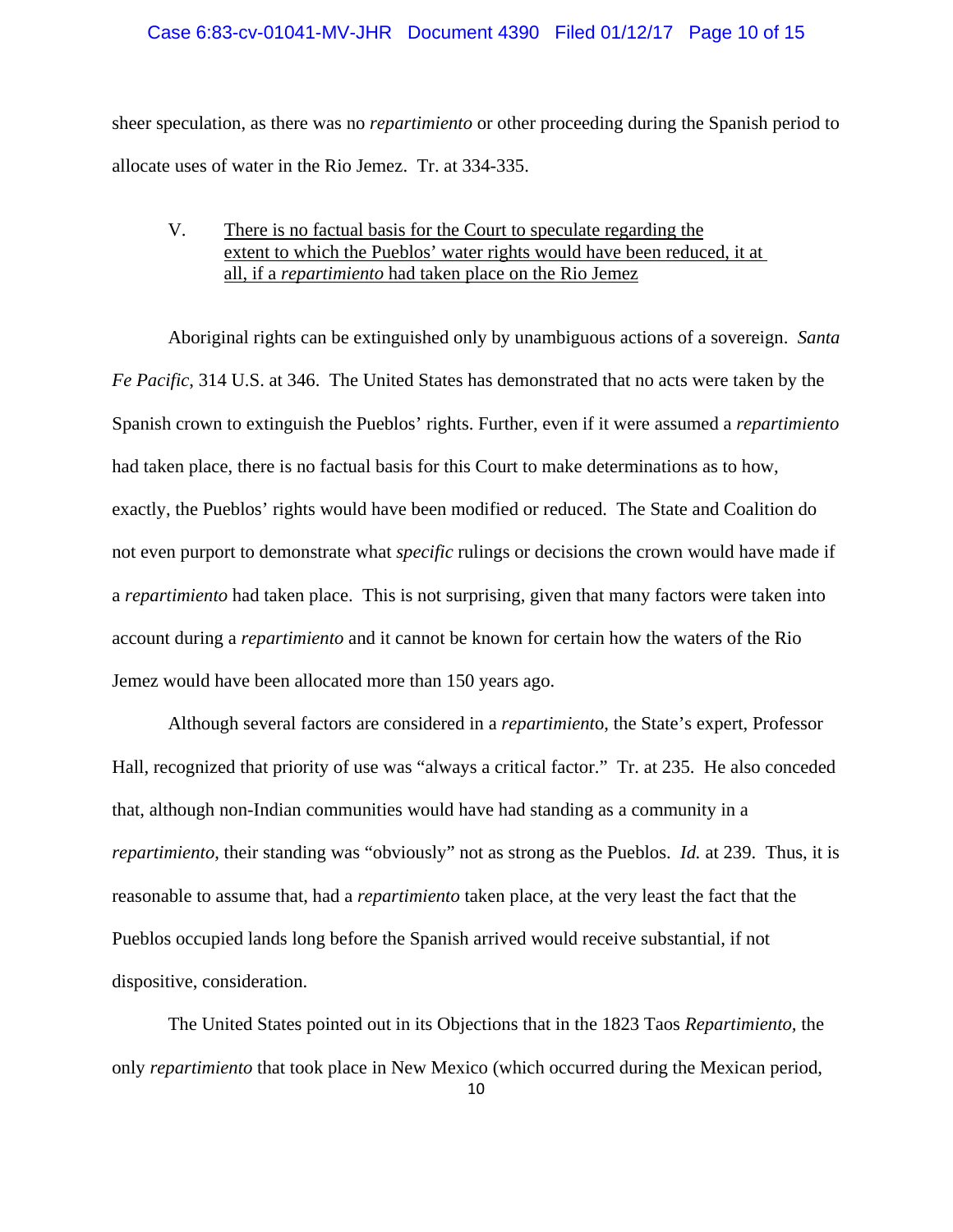sheer speculation, as there was no *repartimiento* or other proceeding during the Spanish period to allocate uses of water in the Rio Jemez. Tr. at 334-335.

## V. There is no factual basis for the Court to speculate regarding the extent to which the Pueblos' water rights would have been reduced, it at all, if a *repartimiento* had taken place on the Rio Jemez

Aboriginal rights can be extinguished only by unambiguous actions of a sovereign. *Santa Fe Pacific*, 314 U.S. at 346. The United States has demonstrated that no acts were taken by the Spanish crown to extinguish the Pueblos' rights. Further, even if it were assumed a *repartimiento* had taken place, there is no factual basis for this Court to make determinations as to how, exactly, the Pueblos' rights would have been modified or reduced. The State and Coalition do not even purport to demonstrate what *specific* rulings or decisions the crown would have made if a *repartimiento* had taken place. This is not surprising, given that many factors were taken into account during a *repartimiento* and it cannot be known for certain how the waters of the Rio Jemez would have been allocated more than 150 years ago.

Although several factors are considered in a *repartimiento*, the State's expert, Professor Hall, recognized that priority of use was "always a critical factor." Tr. at 235. He also conceded that, although non-Indian communities would have had standing as a community in a *repartimiento*, their standing was "obviously" not as strong as the Pueblos. *Id.* at 239. Thus, it is reasonable to assume that, had a *repartimiento* taken place, at the very least the fact that the Pueblos occupied lands long before the Spanish arrived would receive substantial, if not dispositive, consideration.

The United States pointed out in its Objections that in the 1823 Taos *Repartimiento*, the only *repartimiento* that took place in New Mexico (which occurred during the Mexican period,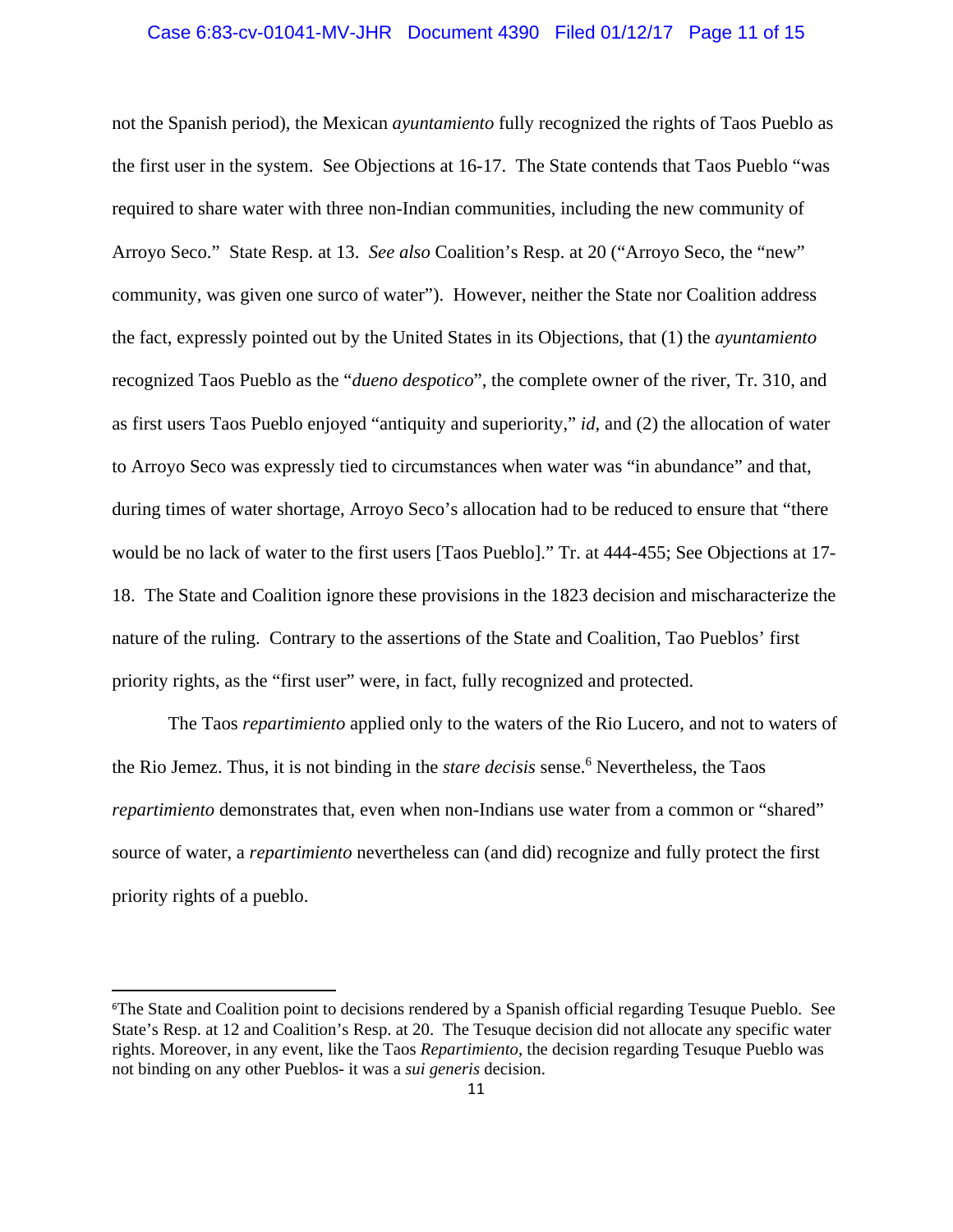not the Spanish period), the Mexican *ayuntamiento* fully recognized the rights of Taos Pueblo as the first user in the system. See Objections at 16-17. The State contends that Taos Pueblo "was required to share water with three non-Indian communities, including the new community of Arroyo Seco." State Resp. at 13. *See also* Coalition's Resp. at 20 ("Arroyo Seco, the "new" community, was given one surco of water"). However, neither the State nor Coalition address the fact, expressly pointed out by the United States in its Objections, that (1) the *ayuntamiento* recognized Taos Pueblo as the "*dueno despotico*", the complete owner of the river, Tr. 310, and as first users Taos Pueblo enjoyed "antiquity and superiority," *id*, and (2) the allocation of water to Arroyo Seco was expressly tied to circumstances when water was "in abundance" and that, during times of water shortage, Arroyo Seco's allocation had to be reduced to ensure that "there would be no lack of water to the first users [Taos Pueblo]." Tr. at 444-455; See Objections at 17-18. The State and Coalition ignore these provisions in the 1823 decision and mischaracterize the nature of the ruling. Contrary to the assertions of the State and Coalition, Tao Pueblos' first priority rights, as the "first user" were, in fact, fully recognized and protected.

The Taos *repartimiento* applied only to the waters of the Rio Lucero, and not to waters of the Rio Jemez. Thus, it is not binding in the *stare decisis* sense.[6] Nevertheless, the Taos *repartimiento* demonstrates that, even when non-Indians use water from a common or "shared" source of water, a *repartimiento* nevertheless can (and did) recognize and fully protect the first priority rights of a pueblo.

---

[6]The State and Coalition point to decisions rendered by a Spanish official regarding Tesuque Pueblo. See State's Resp. at 12 and Coalition's Resp. at 20. The Tesuque decision did not allocate any specific water rights. Moreover, in any event, like the Taos *Repartimiento*, the decision regarding Tesuque Pueblo was not binding on any other Pueblos- it was a *sui generis* decision.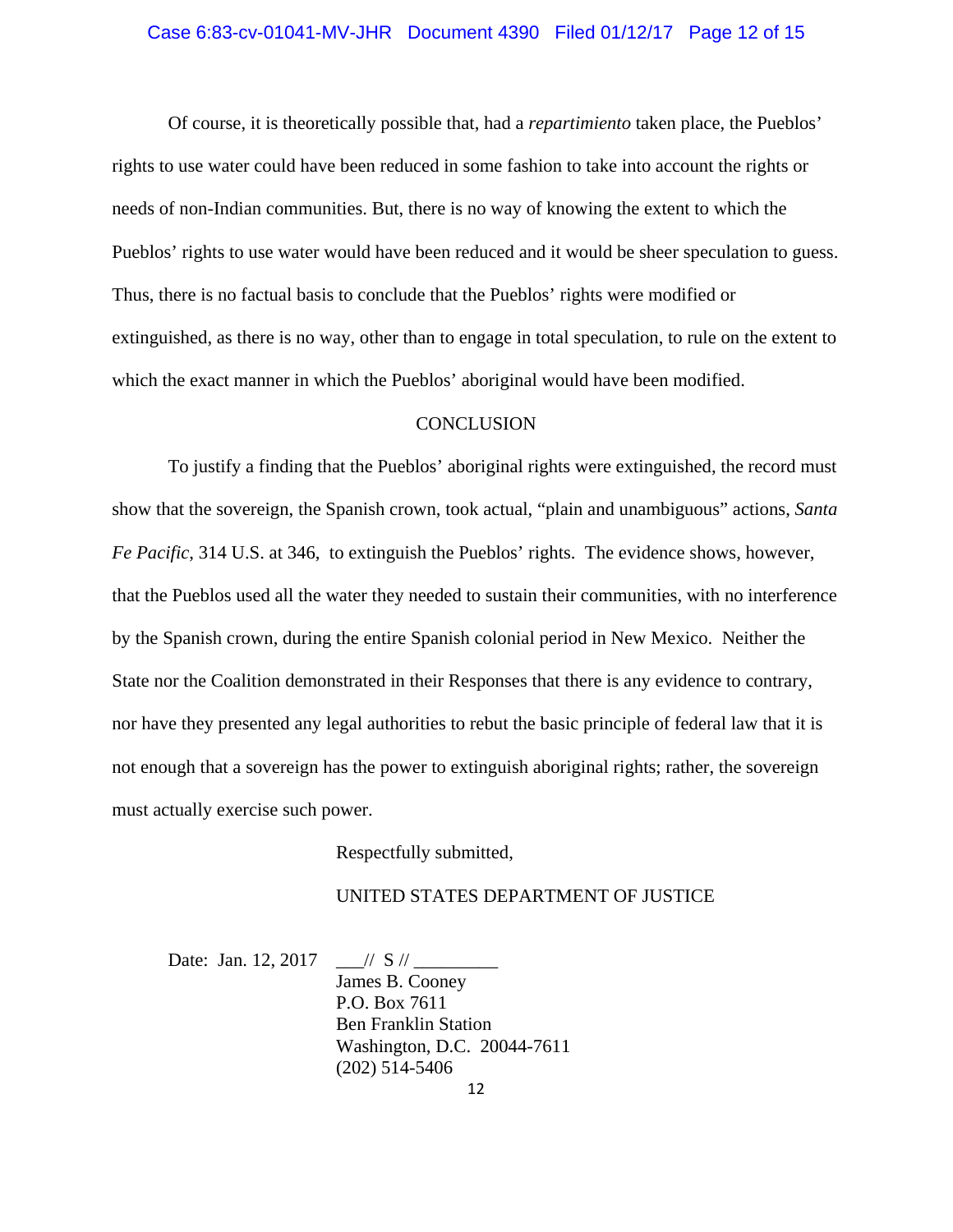Of course, it is theoretically possible that, had a *repartimiento* taken place, the Pueblos' rights to use water could have been reduced in some fashion to take into account the rights or needs of non-Indian communities. But, there is no way of knowing the extent to which the Pueblos' rights to use water would have been reduced and it would be sheer speculation to guess. Thus, there is no factual basis to conclude that the Pueblos' rights were modified or extinguished, as there is no way, other than to engage in total speculation, to rule on the extent to which the exact manner in which the Pueblos' aboriginal would have been modified.

## CONCLUSION

To justify a finding that the Pueblos' aboriginal rights were extinguished, the record must show that the sovereign, the Spanish crown, took actual, "plain and unambiguous" actions, *Santa Fe Pacific*, 314 U.S. at 346, to extinguish the Pueblos' rights. The evidence shows, however, that the Pueblos used all the water they needed to sustain their communities, with no interference by the Spanish crown, during the entire Spanish colonial period in New Mexico. Neither the State nor the Coalition demonstrated in their Responses that there is any evidence to contrary, nor have they presented any legal authorities to rebut the basic principle of federal law that it is not enough that a sovereign has the power to extinguish aboriginal rights; rather, the sovereign must actually exercise such power.

Respectfully submitted,

UNITED STATES DEPARTMENT OF JUSTICE

Date: Jan. 12, 2017 ___// S // _________

James B. Cooney
P.O. Box 7611
Ben Franklin Station
Washington, D.C. 20044-7611
(202) 514-5406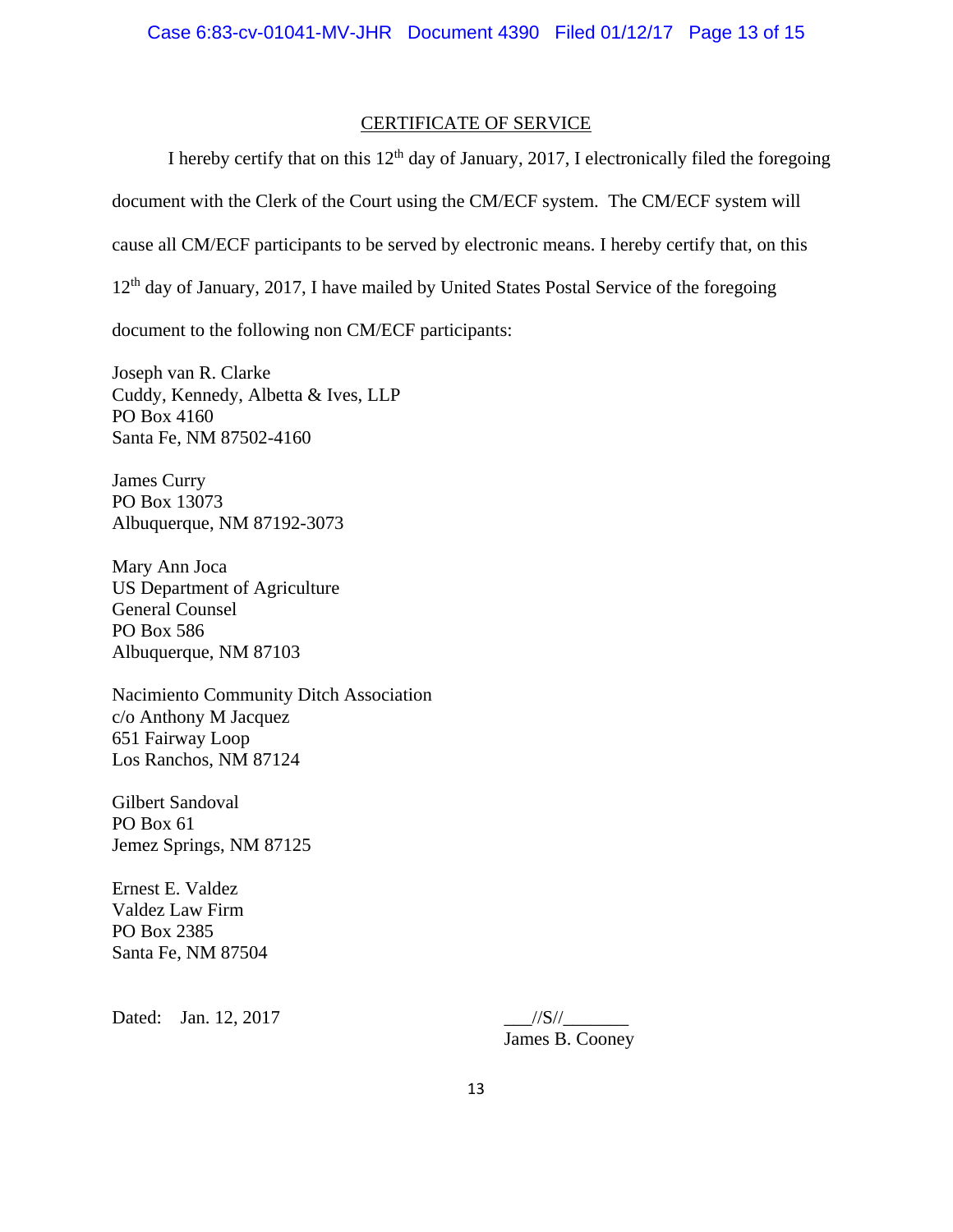## CERTIFICATE OF SERVICE

I hereby certify that on this 12th day of January, 2017, I electronically filed the foregoing document with the Clerk of the Court using the CM/ECF system. The CM/ECF system will cause all CM/ECF participants to be served by electronic means. I hereby certify that, on this 12th day of January, 2017, I have mailed by United States Postal Service of the foregoing document to the following non CM/ECF participants:

Joseph van R. Clarke
Cuddy, Kennedy, Albetta & Ives, LLP
PO Box 4160
Santa Fe, NM 87502-4160

James Curry
PO Box 13073
Albuquerque, NM 87192-3073

Mary Ann Joca
US Department of Agriculture
General Counsel
PO Box 586
Albuquerque, NM 87103

Nacimiento Community Ditch Association
c/o Anthony M Jacquez
651 Fairway Loop
Los Ranchos, NM 87124

Gilbert Sandoval
PO Box 61
Jemez Springs, NM 87125

Ernest E. Valdez
Valdez Law Firm
PO Box 2385
Santa Fe, NM 87504

Dated: Jan. 12, 2017

___//S//_______
James B. Cooney